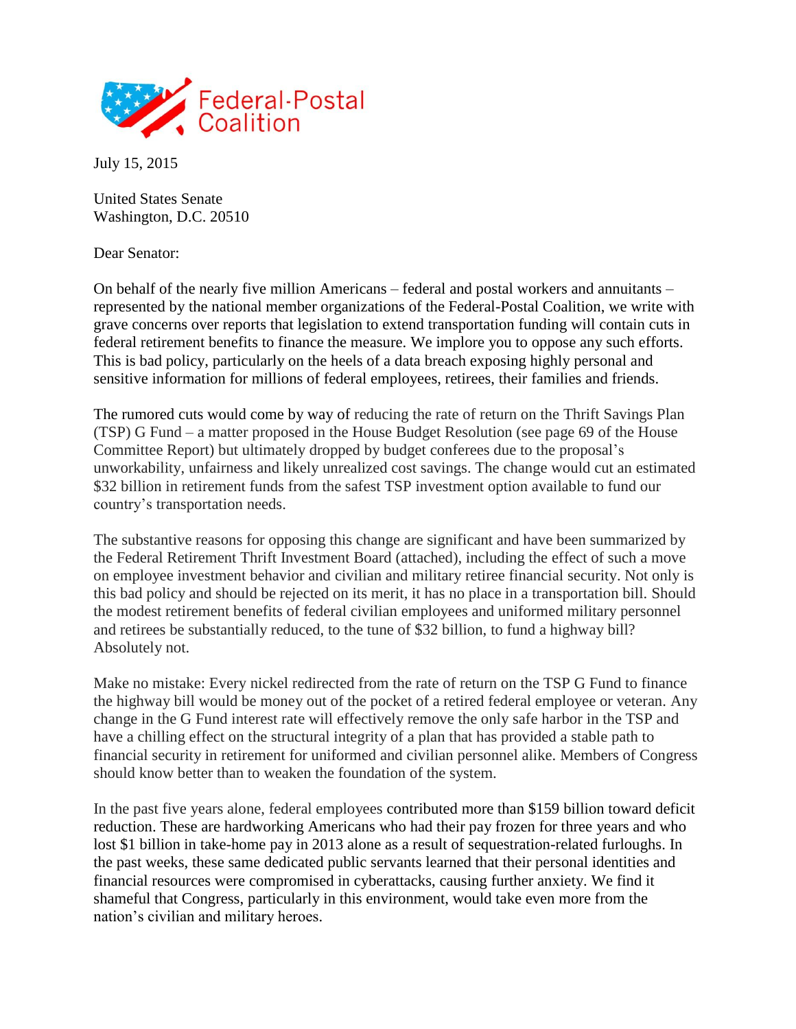Federal-Postal Coalition

July 15, 2015

United States Senate
Washington, D.C. 20510

Dear Senator:

On behalf of the nearly five million Americans – federal and postal workers and annuitants – represented by the national member organizations of the Federal-Postal Coalition, we write with grave concerns over reports that legislation to extend transportation funding will contain cuts in federal retirement benefits to finance the measure. We implore you to oppose any such efforts. This is bad policy, particularly on the heels of a data breach exposing highly personal and sensitive information for millions of federal employees, retirees, their families and friends.

The rumored cuts would come by way of reducing the rate of return on the Thrift Savings Plan (TSP) G Fund – a matter proposed in the House Budget Resolution (see page 69 of the House Committee Report) but ultimately dropped by budget conferees due to the proposal's unworkability, unfairness and likely unrealized cost savings. The change would cut an estimated $32 billion in retirement funds from the safest TSP investment option available to fund our country's transportation needs.

The substantive reasons for opposing this change are significant and have been summarized by the Federal Retirement Thrift Investment Board (attached), including the effect of such a move on employee investment behavior and civilian and military retiree financial security. Not only is this bad policy and should be rejected on its merit, it has no place in a transportation bill. Should the modest retirement benefits of federal civilian employees and uniformed military personnel and retirees be substantially reduced, to the tune of $32 billion, to fund a highway bill? Absolutely not.

Make no mistake: Every nickel redirected from the rate of return on the TSP G Fund to finance the highway bill would be money out of the pocket of a retired federal employee or veteran. Any change in the G Fund interest rate will effectively remove the only safe harbor in the TSP and have a chilling effect on the structural integrity of a plan that has provided a stable path to financial security in retirement for uniformed and civilian personnel alike. Members of Congress should know better than to weaken the foundation of the system.

In the past five years alone, federal employees contributed more than $159 billion toward deficit reduction. These are hardworking Americans who had their pay frozen for three years and who lost $1 billion in take-home pay in 2013 alone as a result of sequestration-related furloughs. In the past weeks, these same dedicated public servants learned that their personal identities and financial resources were compromised in cyberattacks, causing further anxiety. We find it shameful that Congress, particularly in this environment, would take even more from the nation's civilian and military heroes.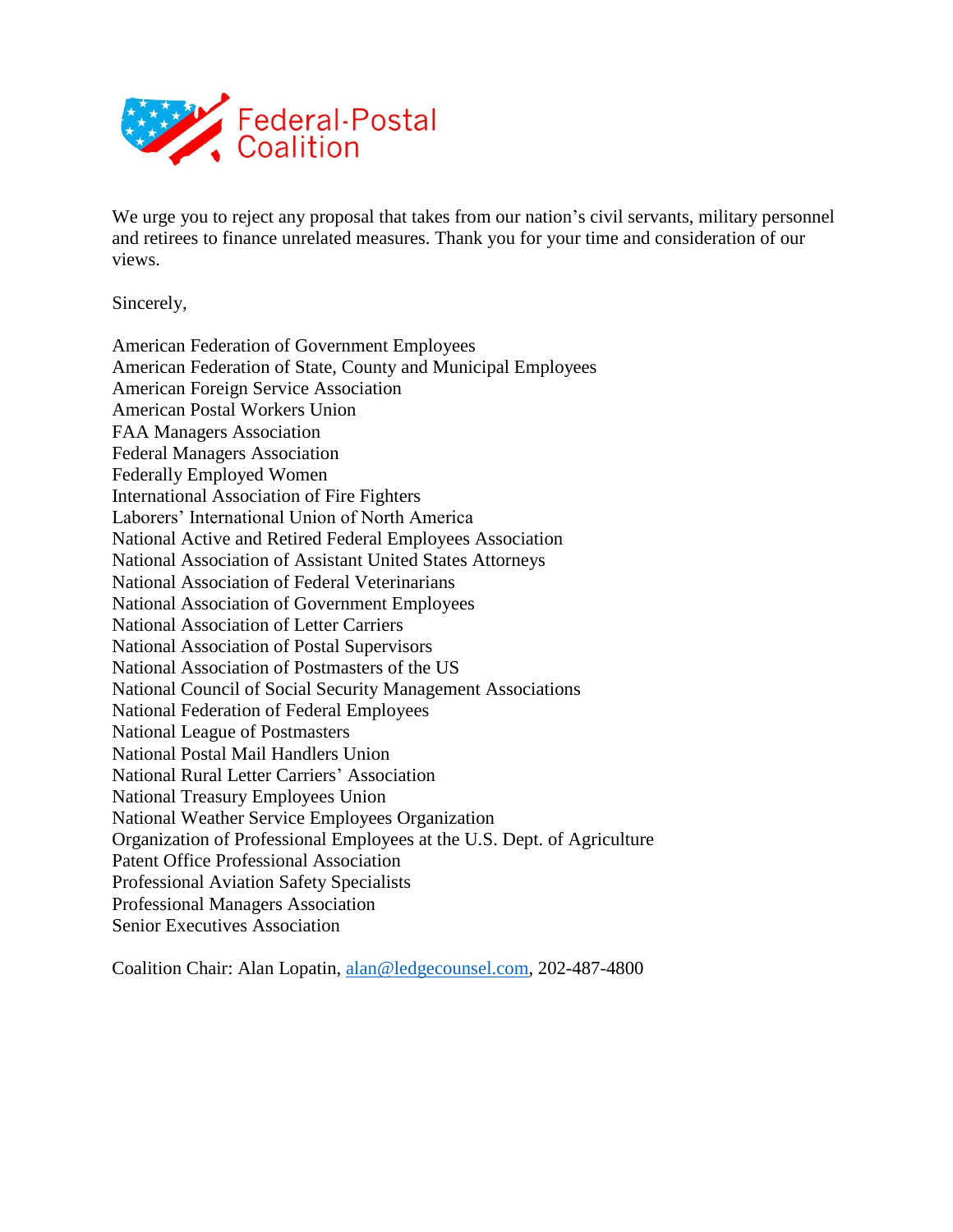Federal·Postal Coalition

We urge you to reject any proposal that takes from our nation's civil servants, military personnel and retirees to finance unrelated measures. Thank you for your time and consideration of our views.

Sincerely,

American Federation of Government Employees
American Federation of State, County and Municipal Employees
American Foreign Service Association
American Postal Workers Union
FAA Managers Association
Federal Managers Association
Federally Employed Women
International Association of Fire Fighters
Laborers' International Union of North America
National Active and Retired Federal Employees Association
National Association of Assistant United States Attorneys
National Association of Federal Veterinarians
National Association of Government Employees
National Association of Letter Carriers
National Association of Postal Supervisors
National Association of Postmasters of the US
National Council of Social Security Management Associations
National Federation of Federal Employees
National League of Postmasters
National Postal Mail Handlers Union
National Rural Letter Carriers' Association
National Treasury Employees Union
National Weather Service Employees Organization
Organization of Professional Employees at the U.S. Dept. of Agriculture
Patent Office Professional Association
Professional Aviation Safety Specialists
Professional Managers Association
Senior Executives Association

Coalition Chair: Alan Lopatin, alan@ledgecounsel.com, 202-487-4800